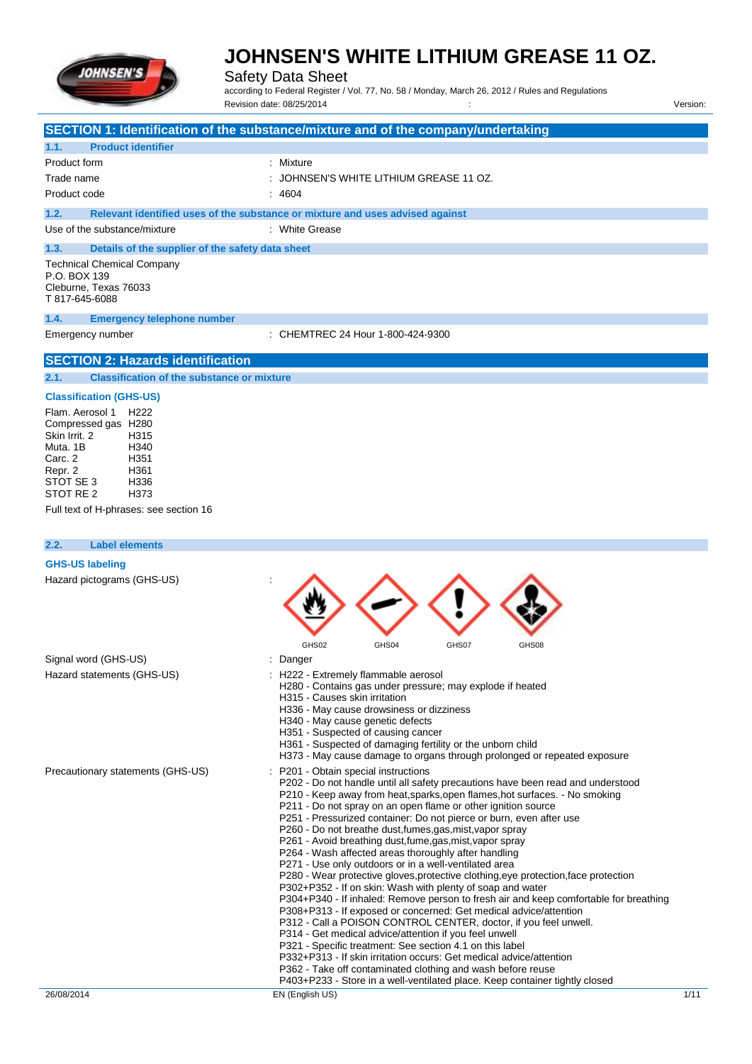# JOHNSEN'S WHITE LITHIUM GREASE 11 OZ.

Safety Data Sheet

according to Federal Register / Vol. 77, No. 58 / Monday, March 26, 2012 / Rules and Regulations

Revision date: 08/25/2014 : Version:

## SECTION 1: Identification of the substance/mixture and of the company/undertaking

### 1.1. Product identifier

| | |
|---|---|
| Product form | : Mixture |
| Trade name | : JOHNSEN'S WHITE LITHIUM GREASE 11 OZ. |
| Product code | : 4604 |

### 1.2. Relevant identified uses of the substance or mixture and uses advised against

| | |
|---|---|
| Use of the substance/mixture | : White Grease |

### 1.3. Details of the supplier of the safety data sheet

Technical Chemical Company
P.O. BOX 139
Cleburne, Texas 76033
T 817-645-6088

### 1.4. Emergency telephone number

| | |
|---|---|
| Emergency number | : CHEMTREC 24 Hour 1-800-424-9300 |

## SECTION 2: Hazards identification

### 2.1. Classification of the substance or mixture

**Classification (GHS-US)**

| | |
|---|---|
| Flam. Aerosol 1 | H222 |
| Compressed gas | H280 |
| Skin Irrit. 2 | H315 |
| Muta. 1B | H340 |
| Carc. 2 | H351 |
| Repr. 2 | H361 |
| STOT SE 3 | H336 |
| STOT RE 2 | H373 |

Full text of H-phrases: see section 16

### 2.2. Label elements

**GHS-US labeling**

Hazard pictograms (GHS-US) :

GHS02 GHS04 GHS07 GHS08

Signal word (GHS-US) : Danger

Hazard statements (GHS-US) :
- H222 - Extremely flammable aerosol
- H280 - Contains gas under pressure; may explode if heated
- H315 - Causes skin irritation
- H336 - May cause drowsiness or dizziness
- H340 - May cause genetic defects
- H351 - Suspected of causing cancer
- H361 - Suspected of damaging fertility or the unborn child
- H373 - May cause damage to organs through prolonged or repeated exposure

Precautionary statements (GHS-US) :
- P201 - Obtain special instructions
- P202 - Do not handle until all safety precautions have been read and understood
- P210 - Keep away from heat,sparks,open flames,hot surfaces. - No smoking
- P211 - Do not spray on an open flame or other ignition source
- P251 - Pressurized container: Do not pierce or burn, even after use
- P260 - Do not breathe dust,fumes,gas,mist,vapor spray
- P261 - Avoid breathing dust,fume,gas,mist,vapor spray
- P264 - Wash affected areas thoroughly after handling
- P271 - Use only outdoors or in a well-ventilated area
- P280 - Wear protective gloves,protective clothing,eye protection,face protection
- P302+P352 - If on skin: Wash with plenty of soap and water
- P304+P340 - If inhaled: Remove person to fresh air and keep comfortable for breathing
- P308+P313 - If exposed or concerned: Get medical advice/attention
- P312 - Call a POISON CONTROL CENTER, doctor, if you feel unwell.
- P314 - Get medical advice/attention if you feel unwell
- P321 - Specific treatment: See section 4.1 on this label
- P332+P313 - If skin irritation occurs: Get medical advice/attention
- P362 - Take off contaminated clothing and wash before reuse
- P403+P233 - Store in a well-ventilated place. Keep container tightly closed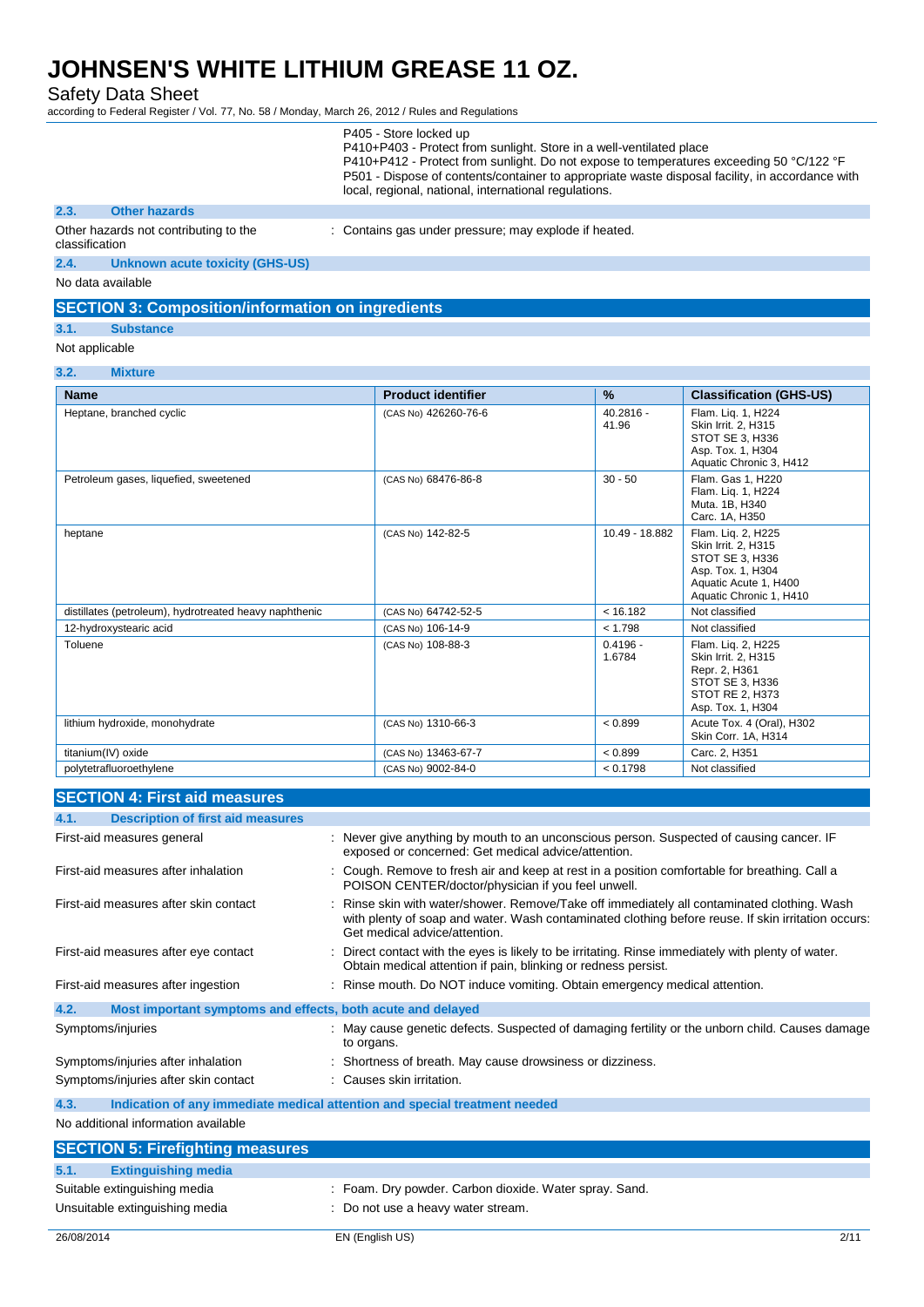P405 - Store locked up
P410+P403 - Protect from sunlight. Store in a well-ventilated place
P410+P412 - Protect from sunlight. Do not expose to temperatures exceeding 50 °C/122 °F
P501 - Dispose of contents/container to appropriate waste disposal facility, in accordance with local, regional, national, international regulations.

### 2.3. Other hazards

Other hazards not contributing to the classification : Contains gas under pressure; may explode if heated.

### 2.4. Unknown acute toxicity (GHS-US)

No data available

## SECTION 3: Composition/information on ingredients

### 3.1. Substance

Not applicable

### 3.2. Mixture

| Name | Product identifier | % | Classification (GHS-US) |
|---|---|---|---|
| Heptane, branched cyclic | (CAS No) 426260-76-6 | 40.2816 - 41.96 | Flam. Liq. 1, H224<br>Skin Irrit. 2, H315<br>STOT SE 3, H336<br>Asp. Tox. 1, H304<br>Aquatic Chronic 3, H412 |
| Petroleum gases, liquefied, sweetened | (CAS No) 68476-86-8 | 30 - 50 | Flam. Gas 1, H220<br>Flam. Liq. 1, H224<br>Muta. 1B, H340<br>Carc. 1A, H350 |
| heptane | (CAS No) 142-82-5 | 10.49 - 18.882 | Flam. Liq. 2, H225<br>Skin Irrit. 2, H315<br>STOT SE 3, H336<br>Asp. Tox. 1, H304<br>Aquatic Acute 1, H400<br>Aquatic Chronic 1, H410 |
| distillates (petroleum), hydrotreated heavy naphthenic | (CAS No) 64742-52-5 | < 16.182 | Not classified |
| 12-hydroxystearic acid | (CAS No) 106-14-9 | < 1.798 | Not classified |
| Toluene | (CAS No) 108-88-3 | 0.4196 - 1.6784 | Flam. Liq. 2, H225<br>Skin Irrit. 2, H315<br>Repr. 2, H361<br>STOT SE 3, H336<br>STOT RE 2, H373<br>Asp. Tox. 1, H304 |
| lithium hydroxide, monohydrate | (CAS No) 1310-66-3 | < 0.899 | Acute Tox. 4 (Oral), H302<br>Skin Corr. 1A, H314 |
| titanium(IV) oxide | (CAS No) 13463-67-7 | < 0.899 | Carc. 2, H351 |
| polytetrafluoroethylene | (CAS No) 9002-84-0 | < 0.1798 | Not classified |

## SECTION 4: First aid measures

### 4.1. Description of first aid measures

First-aid measures general : Never give anything by mouth to an unconscious person. Suspected of causing cancer. IF exposed or concerned: Get medical advice/attention.

First-aid measures after inhalation : Cough. Remove to fresh air and keep at rest in a position comfortable for breathing. Call a POISON CENTER/doctor/physician if you feel unwell.

First-aid measures after skin contact : Rinse skin with water/shower. Remove/Take off immediately all contaminated clothing. Wash with plenty of soap and water. Wash contaminated clothing before reuse. If skin irritation occurs: Get medical advice/attention.

First-aid measures after eye contact : Direct contact with the eyes is likely to be irritating. Rinse immediately with plenty of water. Obtain medical attention if pain, blinking or redness persist.

First-aid measures after ingestion : Rinse mouth. Do NOT induce vomiting. Obtain emergency medical attention.

### 4.2. Most important symptoms and effects, both acute and delayed

Symptoms/injuries : May cause genetic defects. Suspected of damaging fertility or the unborn child. Causes damage to organs.

Symptoms/injuries after inhalation : Shortness of breath. May cause drowsiness or dizziness.

Symptoms/injuries after skin contact : Causes skin irritation.

### 4.3. Indication of any immediate medical attention and special treatment needed

No additional information available

## SECTION 5: Firefighting measures

### 5.1. Extinguishing media

Suitable extinguishing media : Foam. Dry powder. Carbon dioxide. Water spray. Sand.

Unsuitable extinguishing media : Do not use a heavy water stream.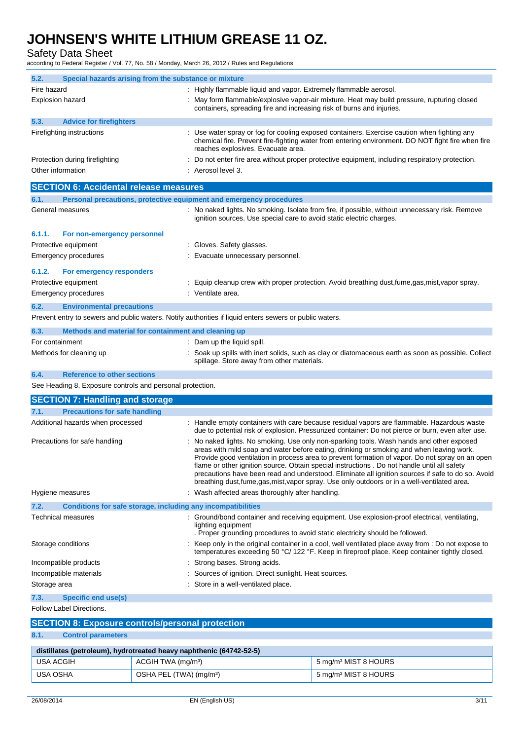### 5.2. Special hazards arising from the substance or mixture

| | |
|---|---|
| Fire hazard | : Highly flammable liquid and vapor. Extremely flammable aerosol. |
| Explosion hazard | : May form flammable/explosive vapor-air mixture. Heat may build pressure, rupturing closed containers, spreading fire and increasing risk of burns and injuries. |

### 5.3. Advice for firefighters

| | |
|---|---|
| Firefighting instructions | : Use water spray or fog for cooling exposed containers. Exercise caution when fighting any chemical fire. Prevent fire-fighting water from entering environment. DO NOT fight fire when fire reaches explosives. Evacuate area. |
| Protection during firefighting | : Do not enter fire area without proper protective equipment, including respiratory protection. |
| Other information | : Aerosol level 3. |

## SECTION 6: Accidental release measures

### 6.1. Personal precautions, protective equipment and emergency procedures

| | |
|---|---|
| General measures | : No naked lights. No smoking. Isolate from fire, if possible, without unnecessary risk. Remove ignition sources. Use special care to avoid static electric charges. |

#### 6.1.1. For non-emergency personnel

| | |
|---|---|
| Protective equipment | : Gloves. Safety glasses. |
| Emergency procedures | : Evacuate unnecessary personnel. |

#### 6.1.2. For emergency responders

| | |
|---|---|
| Protective equipment | : Equip cleanup crew with proper protection. Avoid breathing dust,fume,gas,mist,vapor spray. |
| Emergency procedures | : Ventilate area. |

### 6.2. Environmental precautions

Prevent entry to sewers and public waters. Notify authorities if liquid enters sewers or public waters.

### 6.3. Methods and material for containment and cleaning up

| | |
|---|---|
| For containment | : Dam up the liquid spill. |
| Methods for cleaning up | : Soak up spills with inert solids, such as clay or diatomaceous earth as soon as possible. Collect spillage. Store away from other materials. |

### 6.4. Reference to other sections

See Heading 8. Exposure controls and personal protection.

## SECTION 7: Handling and storage

### 7.1. Precautions for safe handling

| | |
|---|---|
| Additional hazards when processed | : Handle empty containers with care because residual vapors are flammable. Hazardous waste due to potential risk of explosion. Pressurized container: Do not pierce or burn, even after use. |
| Precautions for safe handling | : No naked lights. No smoking. Use only non-sparking tools. Wash hands and other exposed areas with mild soap and water before eating, drinking or smoking and when leaving work. Provide good ventilation in process area to prevent formation of vapor. Do not spray on an open flame or other ignition source. Obtain special instructions . Do not handle until all safety precautions have been read and understood. Eliminate all ignition sources if safe to do so. Avoid breathing dust,fume,gas,mist,vapor spray. Use only outdoors or in a well-ventilated area. |
| Hygiene measures | : Wash affected areas thoroughly after handling. |

### 7.2. Conditions for safe storage, including any incompatibilities

| | |
|---|---|
| Technical measures | : Ground/bond container and receiving equipment. Use explosion-proof electrical, ventilating, lighting equipment . Proper grounding procedures to avoid static electricity should be followed. |
| Storage conditions | : Keep only in the original container in a cool, well ventilated place away from : Do not expose to temperatures exceeding 50 °C/ 122 °F. Keep in fireproof place. Keep container tightly closed. |
| Incompatible products | : Strong bases. Strong acids. |
| Incompatible materials | : Sources of ignition. Direct sunlight. Heat sources. |
| Storage area | : Store in a well-ventilated place. |

### 7.3. Specific end use(s)

Follow Label Directions.

## SECTION 8: Exposure controls/personal protection

### 8.1. Control parameters

| distillates (petroleum), hydrotreated heavy naphthenic (64742-52-5) | | |
|---|---|---|
| USA ACGIH | ACGIH TWA (mg/m³) | 5 mg/m³ MIST 8 HOURS |
| USA OSHA | OSHA PEL (TWA) (mg/m³) | 5 mg/m³ MIST 8 HOURS |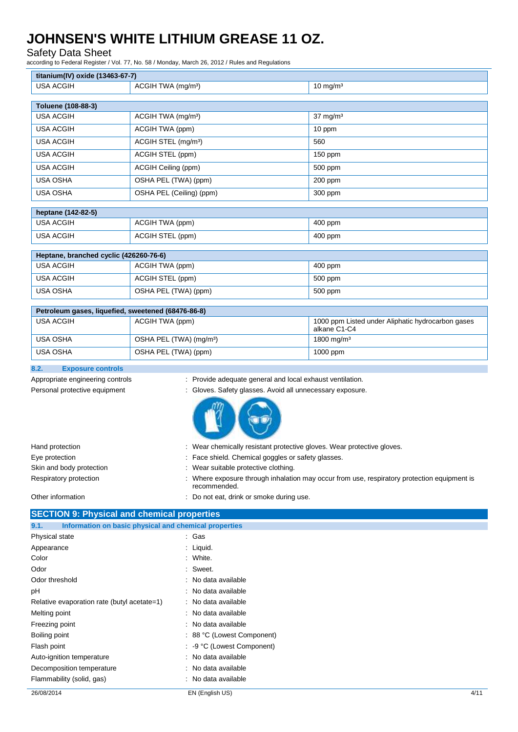| titanium(IV) oxide (13463-67-7) | | |
|---|---|---|
| USA ACGIH | ACGIH TWA (mg/m³) | 10 mg/m³ |

| Toluene (108-88-3) | | |
|---|---|---|
| USA ACGIH | ACGIH TWA (mg/m³) | 37 mg/m³ |
| USA ACGIH | ACGIH TWA (ppm) | 10 ppm |
| USA ACGIH | ACGIH STEL (mg/m³) | 560 |
| USA ACGIH | ACGIH STEL (ppm) | 150 ppm |
| USA ACGIH | ACGIH Ceiling (ppm) | 500 ppm |
| USA OSHA | OSHA PEL (TWA) (ppm) | 200 ppm |
| USA OSHA | OSHA PEL (Ceiling) (ppm) | 300 ppm |

| heptane (142-82-5) | | |
|---|---|---|
| USA ACGIH | ACGIH TWA (ppm) | 400 ppm |
| USA ACGIH | ACGIH STEL (ppm) | 400 ppm |

| Heptane, branched cyclic (426260-76-6) | | |
|---|---|---|
| USA ACGIH | ACGIH TWA (ppm) | 400 ppm |
| USA ACGIH | ACGIH STEL (ppm) | 500 ppm |
| USA OSHA | OSHA PEL (TWA) (ppm) | 500 ppm |

| Petroleum gases, liquefied, sweetened (68476-86-8) | | |
|---|---|---|
| USA ACGIH | ACGIH TWA (ppm) | 1000 ppm Listed under Aliphatic hydrocarbon gases alkane C1-C4 |
| USA OSHA | OSHA PEL (TWA) (mg/m³) | 1800 mg/m³ |
| USA OSHA | OSHA PEL (TWA) (ppm) | 1000 ppm |

### 8.2. Exposure controls

Appropriate engineering controls : Provide adequate general and local exhaust ventilation.

Personal protective equipment : Gloves. Safety glasses. Avoid all unnecessary exposure.

Hand protection : Wear chemically resistant protective gloves. Wear protective gloves.

Eye protection : Face shield. Chemical goggles or safety glasses.

Skin and body protection : Wear suitable protective clothing.

Respiratory protection : Where exposure through inhalation may occur from use, respiratory protection equipment is recommended.

Other information : Do not eat, drink or smoke during use.

## SECTION 9: Physical and chemical properties

### 9.1. Information on basic physical and chemical properties

Physical state : Gas

Appearance : Liquid.

Color : White.

Odor : Sweet.

Odor threshold : No data available

pH : No data available

Relative evaporation rate (butyl acetate=1) : No data available

Melting point : No data available

Freezing point : No data available

Boiling point : 88 °C (Lowest Component)

Flash point : -9 °C (Lowest Component)

Auto-ignition temperature : No data available

Decomposition temperature : No data available

Flammability (solid, gas) : No data available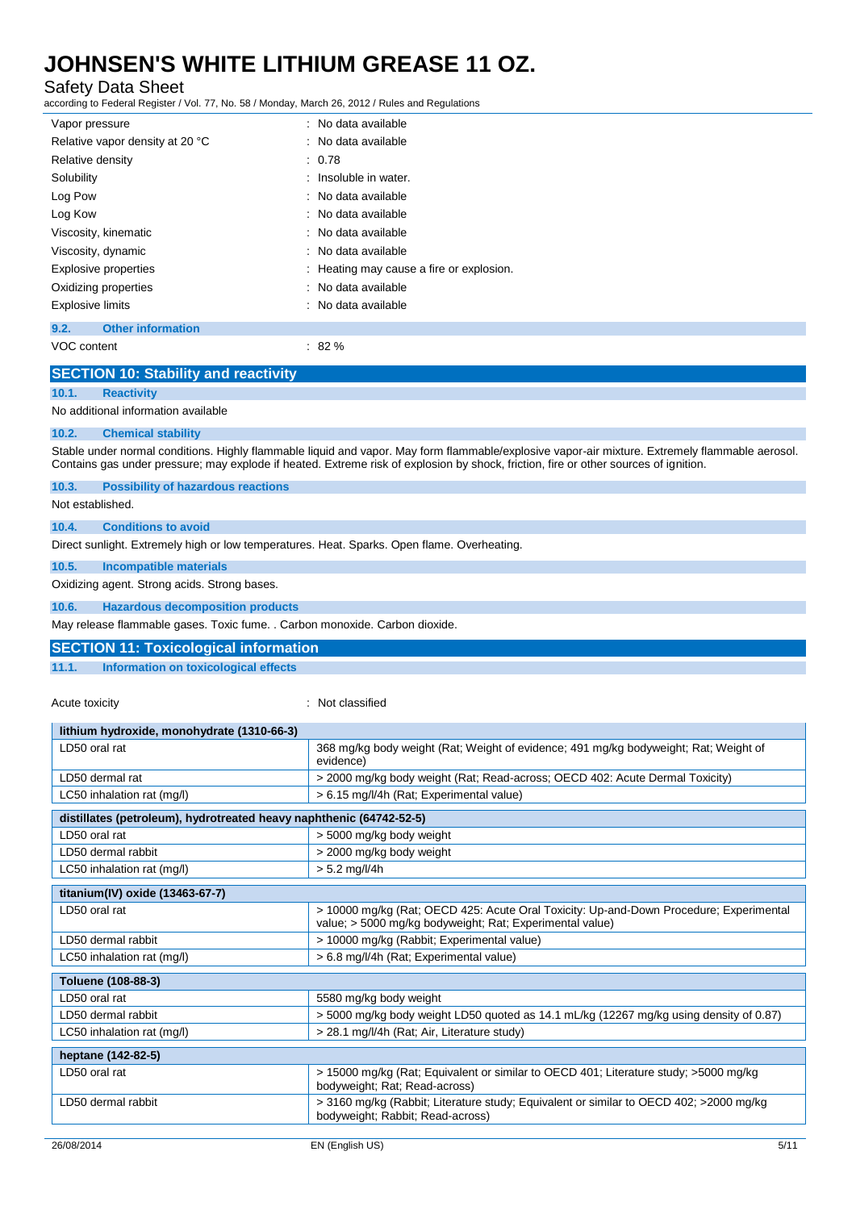| | |
|---|---|
| Vapor pressure | : No data available |
| Relative vapor density at 20 °C | : No data available |
| Relative density | : 0.78 |
| Solubility | : Insoluble in water. |
| Log Pow | : No data available |
| Log Kow | : No data available |
| Viscosity, kinematic | : No data available |
| Viscosity, dynamic | : No data available |
| Explosive properties | : Heating may cause a fire or explosion. |
| Oxidizing properties | : No data available |
| Explosive limits | : No data available |

### 9.2. Other information

VOC content : 82 %

## SECTION 10: Stability and reactivity

### 10.1. Reactivity

No additional information available

### 10.2. Chemical stability

Stable under normal conditions. Highly flammable liquid and vapor. May form flammable/explosive vapor-air mixture. Extremely flammable aerosol. Contains gas under pressure; may explode if heated. Extreme risk of explosion by shock, friction, fire or other sources of ignition.

### 10.3. Possibility of hazardous reactions

Not established.

### 10.4. Conditions to avoid

Direct sunlight. Extremely high or low temperatures. Heat. Sparks. Open flame. Overheating.

### 10.5. Incompatible materials

Oxidizing agent. Strong acids. Strong bases.

### 10.6. Hazardous decomposition products

May release flammable gases. Toxic fume. . Carbon monoxide. Carbon dioxide.

## SECTION 11: Toxicological information

### 11.1. Information on toxicological effects

Acute toxicity : Not classified

| lithium hydroxide, monohydrate (1310-66-3) | |
|---|---|
| LD50 oral rat | 368 mg/kg body weight (Rat; Weight of evidence; 491 mg/kg bodyweight; Rat; Weight of evidence) |
| LD50 dermal rat | > 2000 mg/kg body weight (Rat; Read-across; OECD 402: Acute Dermal Toxicity) |
| LC50 inhalation rat (mg/l) | > 6.15 mg/l/4h (Rat; Experimental value) |

| distillates (petroleum), hydrotreated heavy naphthenic (64742-52-5) | |
|---|---|
| LD50 oral rat | > 5000 mg/kg body weight |
| LD50 dermal rabbit | > 2000 mg/kg body weight |
| LC50 inhalation rat (mg/l) | > 5.2 mg/l/4h |

| titanium(IV) oxide (13463-67-7) | |
|---|---|
| LD50 oral rat | > 10000 mg/kg (Rat; OECD 425: Acute Oral Toxicity: Up-and-Down Procedure; Experimental value; > 5000 mg/kg bodyweight; Rat; Experimental value) |
| LD50 dermal rabbit | > 10000 mg/kg (Rabbit; Experimental value) |
| LC50 inhalation rat (mg/l) | > 6.8 mg/l/4h (Rat; Experimental value) |

| Toluene (108-88-3) | |
|---|---|
| LD50 oral rat | 5580 mg/kg body weight |
| LD50 dermal rabbit | > 5000 mg/kg body weight LD50 quoted as 14.1 mL/kg (12267 mg/kg using density of 0.87) |
| LC50 inhalation rat (mg/l) | > 28.1 mg/l/4h (Rat; Air, Literature study) |

| heptane (142-82-5) | |
|---|---|
| LD50 oral rat | > 15000 mg/kg (Rat; Equivalent or similar to OECD 401; Literature study; >5000 mg/kg bodyweight; Rat; Read-across) |
| LD50 dermal rabbit | > 3160 mg/kg (Rabbit; Literature study; Equivalent or similar to OECD 402; >2000 mg/kg bodyweight; Rabbit; Read-across) |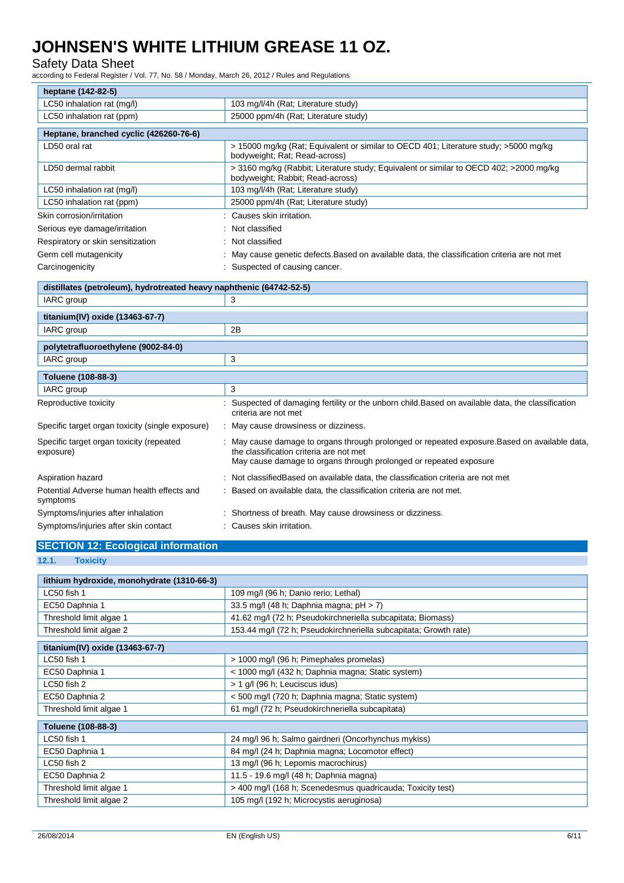| heptane (142-82-5) | |
|---|---|
| LC50 inhalation rat (mg/l) | 103 mg/l/4h (Rat; Literature study) |
| LC50 inhalation rat (ppm) | 25000 ppm/4h (Rat; Literature study) |

| Heptane, branched cyclic (426260-76-6) | |
|---|---|
| LD50 oral rat | > 15000 mg/kg (Rat; Equivalent or similar to OECD 401; Literature study; >5000 mg/kg bodyweight; Rat; Read-across) |
| LD50 dermal rabbit | > 3160 mg/kg (Rabbit; Literature study; Equivalent or similar to OECD 402; >2000 mg/kg bodyweight; Rabbit; Read-across) |
| LC50 inhalation rat (mg/l) | 103 mg/l/4h (Rat; Literature study) |
| LC50 inhalation rat (ppm) | 25000 ppm/4h (Rat; Literature study) |

Skin corrosion/irritation : Causes skin irritation.

Serious eye damage/irritation : Not classified

Respiratory or skin sensitization : Not classified

Germ cell mutagenicity : May cause genetic defects.Based on available data, the classification criteria are not met

Carcinogenicity : Suspected of causing cancer.

| distillates (petroleum), hydrotreated heavy naphthenic (64742-52-5) | |
|---|---|
| IARC group | 3 |

| titanium(IV) oxide (13463-67-7) | |
|---|---|
| IARC group | 2B |

| polytetrafluoroethylene (9002-84-0) | |
|---|---|
| IARC group | 3 |

| Toluene (108-88-3) | |
|---|---|
| IARC group | 3 |

Reproductive toxicity : Suspected of damaging fertility or the unborn child.Based on available data, the classification criteria are not met

Specific target organ toxicity (single exposure) : May cause drowsiness or dizziness.

Specific target organ toxicity (repeated exposure) : May cause damage to organs through prolonged or repeated exposure.Based on available data, the classification criteria are not met
May cause damage to organs through prolonged or repeated exposure

Aspiration hazard : Not classifiedBased on available data, the classification criteria are not met

Potential Adverse human health effects and symptoms : Based on available data, the classification criteria are not met.

Symptoms/injuries after inhalation : Shortness of breath. May cause drowsiness or dizziness.

Symptoms/injuries after skin contact : Causes skin irritation.

## SECTION 12: Ecological information

### 12.1. Toxicity

| lithium hydroxide, monohydrate (1310-66-3) | |
|---|---|
| LC50 fish 1 | 109 mg/l (96 h; Danio rerio; Lethal) |
| EC50 Daphnia 1 | 33.5 mg/l (48 h; Daphnia magna; pH > 7) |
| Threshold limit algae 1 | 41.62 mg/l (72 h; Pseudokirchneriella subcapitata; Biomass) |
| Threshold limit algae 2 | 153.44 mg/l (72 h; Pseudokirchneriella subcapitata; Growth rate) |

| titanium(IV) oxide (13463-67-7) | |
|---|---|
| LC50 fish 1 | > 1000 mg/l (96 h; Pimephales promelas) |
| EC50 Daphnia 1 | < 1000 mg/l (432 h; Daphnia magna; Static system) |
| LC50 fish 2 | > 1 g/l (96 h; Leuciscus idus) |
| EC50 Daphnia 2 | < 500 mg/l (720 h; Daphnia magna; Static system) |
| Threshold limit algae 1 | 61 mg/l (72 h; Pseudokirchneriella subcapitata) |

| Toluene (108-88-3) | |
|---|---|
| LC50 fish 1 | 24 mg/l 96 h; Salmo gairdneri (Oncorhynchus mykiss) |
| EC50 Daphnia 1 | 84 mg/l (24 h; Daphnia magna; Locomotor effect) |
| LC50 fish 2 | 13 mg/l (96 h; Lepomis macrochirus) |
| EC50 Daphnia 2 | 11.5 - 19.6 mg/l (48 h; Daphnia magna) |
| Threshold limit algae 1 | > 400 mg/l (168 h; Scenedesmus quadricauda; Toxicity test) |
| Threshold limit algae 2 | 105 mg/l (192 h; Microcystis aeruginosa) |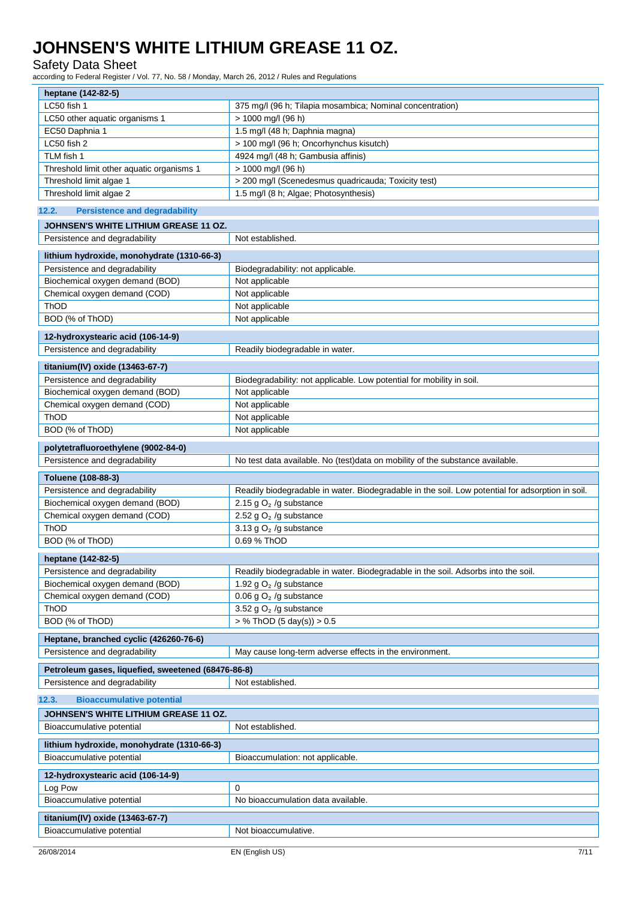| heptane (142-82-5) | |
|---|---|
| LC50 fish 1 | 375 mg/l (96 h; Tilapia mosambica; Nominal concentration) |
| LC50 other aquatic organisms 1 | > 1000 mg/l (96 h) |
| EC50 Daphnia 1 | 1.5 mg/l (48 h; Daphnia magna) |
| LC50 fish 2 | > 100 mg/l (96 h; Oncorhynchus kisutch) |
| TLM fish 1 | 4924 mg/l (48 h; Gambusia affinis) |
| Threshold limit other aquatic organisms 1 | > 1000 mg/l (96 h) |
| Threshold limit algae 1 | > 200 mg/l (Scenedesmus quadricauda; Toxicity test) |
| Threshold limit algae 2 | 1.5 mg/l (8 h; Algae; Photosynthesis) |

### 12.2. Persistence and degradability

| JOHNSEN'S WHITE LITHIUM GREASE 11 OZ. | |
|---|---|
| Persistence and degradability | Not established. |

| lithium hydroxide, monohydrate (1310-66-3) | |
|---|---|
| Persistence and degradability | Biodegradability: not applicable. |
| Biochemical oxygen demand (BOD) | Not applicable |
| Chemical oxygen demand (COD) | Not applicable |
| ThOD | Not applicable |
| BOD (% of ThOD) | Not applicable |

| 12-hydroxystearic acid (106-14-9) | |
|---|---|
| Persistence and degradability | Readily biodegradable in water. |

| titanium(IV) oxide (13463-67-7) | |
|---|---|
| Persistence and degradability | Biodegradability: not applicable. Low potential for mobility in soil. |
| Biochemical oxygen demand (BOD) | Not applicable |
| Chemical oxygen demand (COD) | Not applicable |
| ThOD | Not applicable |
| BOD (% of ThOD) | Not applicable |

| polytetrafluoroethylene (9002-84-0) | |
|---|---|
| Persistence and degradability | No test data available. No (test)data on mobility of the substance available. |

| Toluene (108-88-3) | |
|---|---|
| Persistence and degradability | Readily biodegradable in water. Biodegradable in the soil. Low potential for adsorption in soil. |
| Biochemical oxygen demand (BOD) | 2.15 g $O_2$ /g substance |
| Chemical oxygen demand (COD) | 2.52 g $O_2$ /g substance |
| ThOD | 3.13 g $O_2$ /g substance |
| BOD (% of ThOD) | 0.69 % ThOD |

| heptane (142-82-5) | |
|---|---|
| Persistence and degradability | Readily biodegradable in water. Biodegradable in the soil. Adsorbs into the soil. |
| Biochemical oxygen demand (BOD) | 1.92 g $O_2$ /g substance |
| Chemical oxygen demand (COD) | 0.06 g $O_2$ /g substance |
| ThOD | 3.52 g $O_2$ /g substance |
| BOD (% of ThOD) | > % ThOD (5 day(s)) > 0.5 |

| Heptane, branched cyclic (426260-76-6) | |
|---|---|
| Persistence and degradability | May cause long-term adverse effects in the environment. |

| Petroleum gases, liquefied, sweetened (68476-86-8) | |
|---|---|
| Persistence and degradability | Not established. |

### 12.3. Bioaccumulative potential

| JOHNSEN'S WHITE LITHIUM GREASE 11 OZ. | |
|---|---|
| Bioaccumulative potential | Not established. |

| lithium hydroxide, monohydrate (1310-66-3) | |
|---|---|
| Bioaccumulative potential | Bioaccumulation: not applicable. |

| 12-hydroxystearic acid (106-14-9) | |
|---|---|
| Log Pow | 0 |
| Bioaccumulative potential | No bioaccumulation data available. |

| titanium(IV) oxide (13463-67-7) | |
|---|---|
| Bioaccumulative potential | Not bioaccumulative. |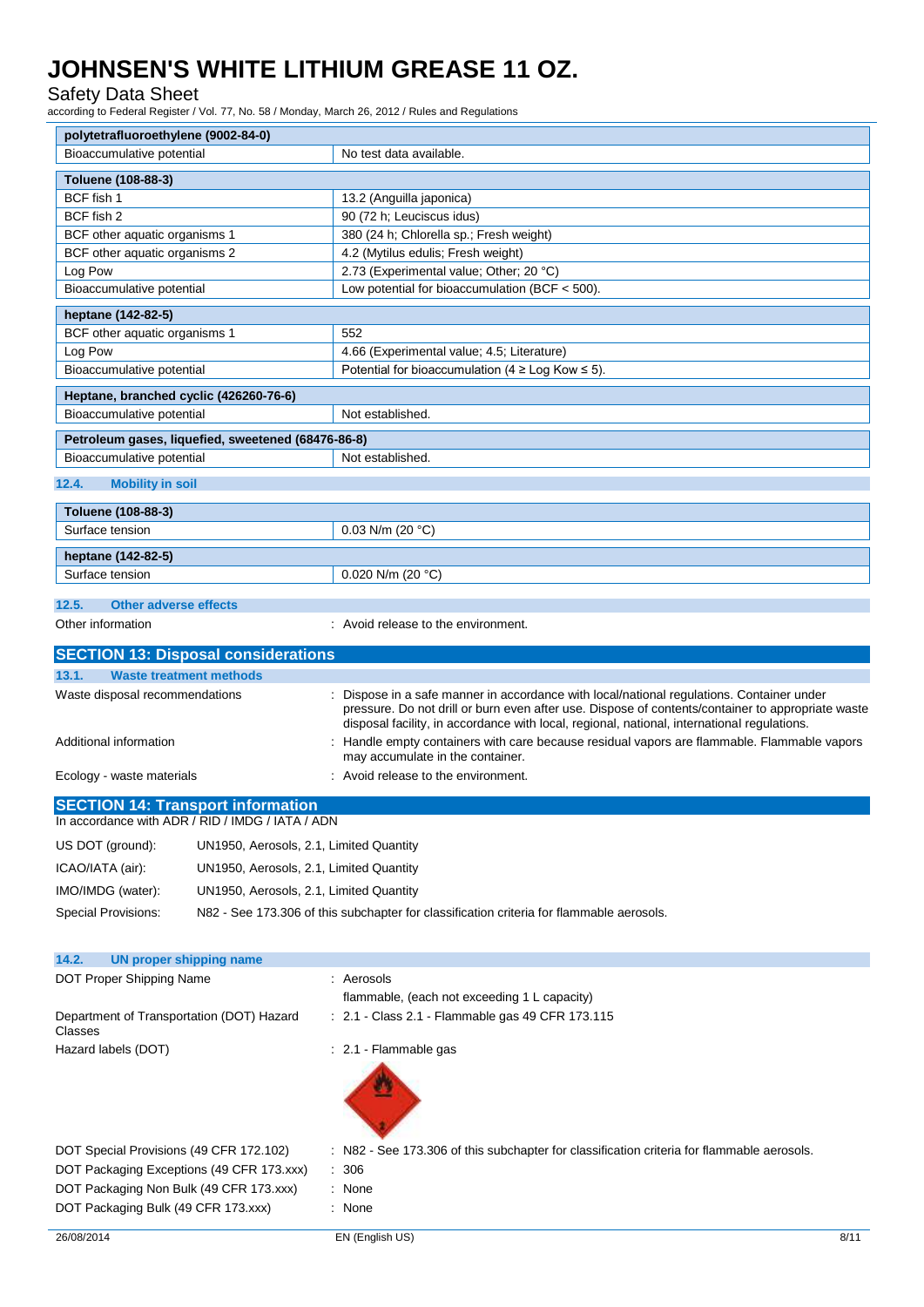| polytetrafluoroethylene (9002-84-0) | |
|---|---|
| Bioaccumulative potential | No test data available. |

| Toluene (108-88-3) | |
|---|---|
| BCF fish 1 | 13.2 (Anguilla japonica) |
| BCF fish 2 | 90 (72 h; Leuciscus idus) |
| BCF other aquatic organisms 1 | 380 (24 h; Chlorella sp.; Fresh weight) |
| BCF other aquatic organisms 2 | 4.2 (Mytilus edulis; Fresh weight) |
| Log Pow | 2.73 (Experimental value; Other; 20 °C) |
| Bioaccumulative potential | Low potential for bioaccumulation (BCF < 500). |

| heptane (142-82-5) | |
|---|---|
| BCF other aquatic organisms 1 | 552 |
| Log Pow | 4.66 (Experimental value; 4.5; Literature) |
| Bioaccumulative potential | Potential for bioaccumulation (4 ≥ Log Kow ≤ 5). |

| Heptane, branched cyclic (426260-76-6) | |
|---|---|
| Bioaccumulative potential | Not established. |

| Petroleum gases, liquefied, sweetened (68476-86-8) | |
|---|---|
| Bioaccumulative potential | Not established. |

### 12.4. Mobility in soil

| Toluene (108-88-3) | |
|---|---|
| Surface tension | 0.03 N/m (20 °C) |

| heptane (142-82-5) | |
|---|---|
| Surface tension | 0.020 N/m (20 °C) |

### 12.5. Other adverse effects

Other information : Avoid release to the environment.

## SECTION 13: Disposal considerations

### 13.1. Waste treatment methods

Waste disposal recommendations : Dispose in a safe manner in accordance with local/national regulations. Container under pressure. Do not drill or burn even after use. Dispose of contents/container to appropriate waste disposal facility, in accordance with local, regional, national, international regulations.

Additional information : Handle empty containers with care because residual vapors are flammable. Flammable vapors may accumulate in the container.

Ecology - waste materials : Avoid release to the environment.

## SECTION 14: Transport information

In accordance with ADR / RID / IMDG / IATA / ADN

US DOT (ground): UN1950, Aerosols, 2.1, Limited Quantity

ICAO/IATA (air): UN1950, Aerosols, 2.1, Limited Quantity

IMO/IMDG (water): UN1950, Aerosols, 2.1, Limited Quantity

Special Provisions: N82 - See 173.306 of this subchapter for classification criteria for flammable aerosols.

### 14.2. UN proper shipping name

DOT Proper Shipping Name : Aerosols
flammable, (each not exceeding 1 L capacity)

Department of Transportation (DOT) Hazard Classes : 2.1 - Class 2.1 - Flammable gas 49 CFR 173.115

Hazard labels (DOT) : 2.1 - Flammable gas

DOT Special Provisions (49 CFR 172.102) : N82 - See 173.306 of this subchapter for classification criteria for flammable aerosols.

DOT Packaging Exceptions (49 CFR 173.xxx) : 306

DOT Packaging Non Bulk (49 CFR 173.xxx) : None

DOT Packaging Bulk (49 CFR 173.xxx) : None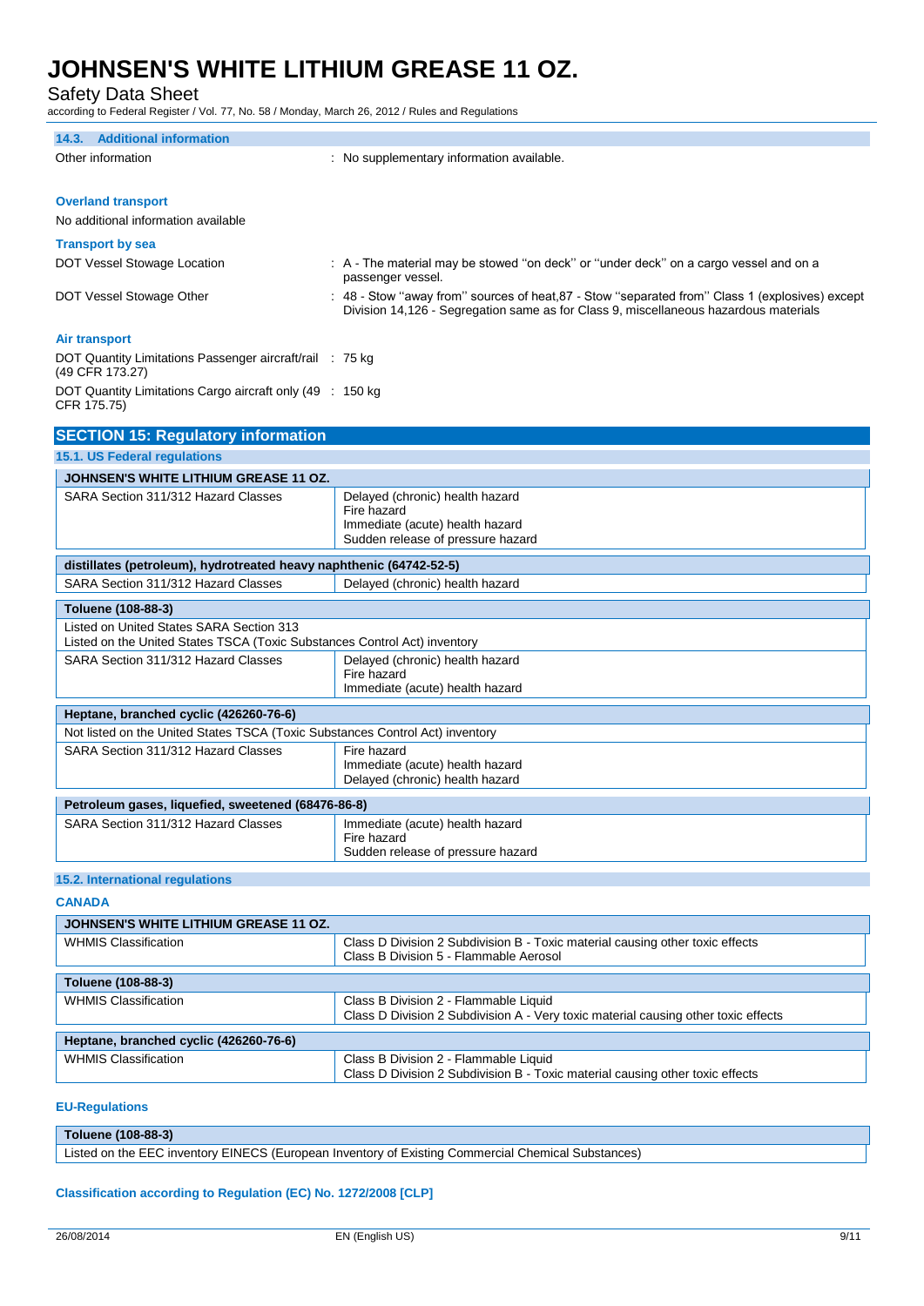### 14.3. Additional information

Other information : No supplementary information available.

**Overland transport**

No additional information available

**Transport by sea**

DOT Vessel Stowage Location : A - The material may be stowed "on deck" or "under deck" on a cargo vessel and on a passenger vessel.

DOT Vessel Stowage Other : 48 - Stow "away from" sources of heat,87 - Stow "separated from" Class 1 (explosives) except Division 14,126 - Segregation same as for Class 9, miscellaneous hazardous materials

**Air transport**

DOT Quantity Limitations Passenger aircraft/rail (49 CFR 173.27) : 75 kg

DOT Quantity Limitations Cargo aircraft only (49 CFR 175.75) : 150 kg

## SECTION 15: Regulatory information

### 15.1. US Federal regulations

| JOHNSEN'S WHITE LITHIUM GREASE 11 OZ. | |
|---|---|
| SARA Section 311/312 Hazard Classes | Delayed (chronic) health hazard<br>Fire hazard<br>Immediate (acute) health hazard<br>Sudden release of pressure hazard |

| distillates (petroleum), hydrotreated heavy naphthenic (64742-52-5) | |
|---|---|
| SARA Section 311/312 Hazard Classes | Delayed (chronic) health hazard |

| Toluene (108-88-3) | |
|---|---|
| Listed on United States SARA Section 313<br>Listed on the United States TSCA (Toxic Substances Control Act) inventory | |
| SARA Section 311/312 Hazard Classes | Delayed (chronic) health hazard<br>Fire hazard<br>Immediate (acute) health hazard |

| Heptane, branched cyclic (426260-76-6) | |
|---|---|
| Not listed on the United States TSCA (Toxic Substances Control Act) inventory | |
| SARA Section 311/312 Hazard Classes | Fire hazard<br>Immediate (acute) health hazard<br>Delayed (chronic) health hazard |

| Petroleum gases, liquefied, sweetened (68476-86-8) | |
|---|---|
| SARA Section 311/312 Hazard Classes | Immediate (acute) health hazard<br>Fire hazard<br>Sudden release of pressure hazard |

### 15.2. International regulations

**CANADA**

| JOHNSEN'S WHITE LITHIUM GREASE 11 OZ. | |
|---|---|
| WHMIS Classification | Class D Division 2 Subdivision B - Toxic material causing other toxic effects<br>Class B Division 5 - Flammable Aerosol |

| Toluene (108-88-3) | |
|---|---|
| WHMIS Classification | Class B Division 2 - Flammable Liquid<br>Class D Division 2 Subdivision A - Very toxic material causing other toxic effects |

| Heptane, branched cyclic (426260-76-6) | |
|---|---|
| WHMIS Classification | Class B Division 2 - Flammable Liquid<br>Class D Division 2 Subdivision B - Toxic material causing other toxic effects |

**EU-Regulations**

| Toluene (108-88-3) |
|---|
| Listed on the EEC inventory EINECS (European Inventory of Existing Commercial Chemical Substances) |

**Classification according to Regulation (EC) No. 1272/2008 [CLP]**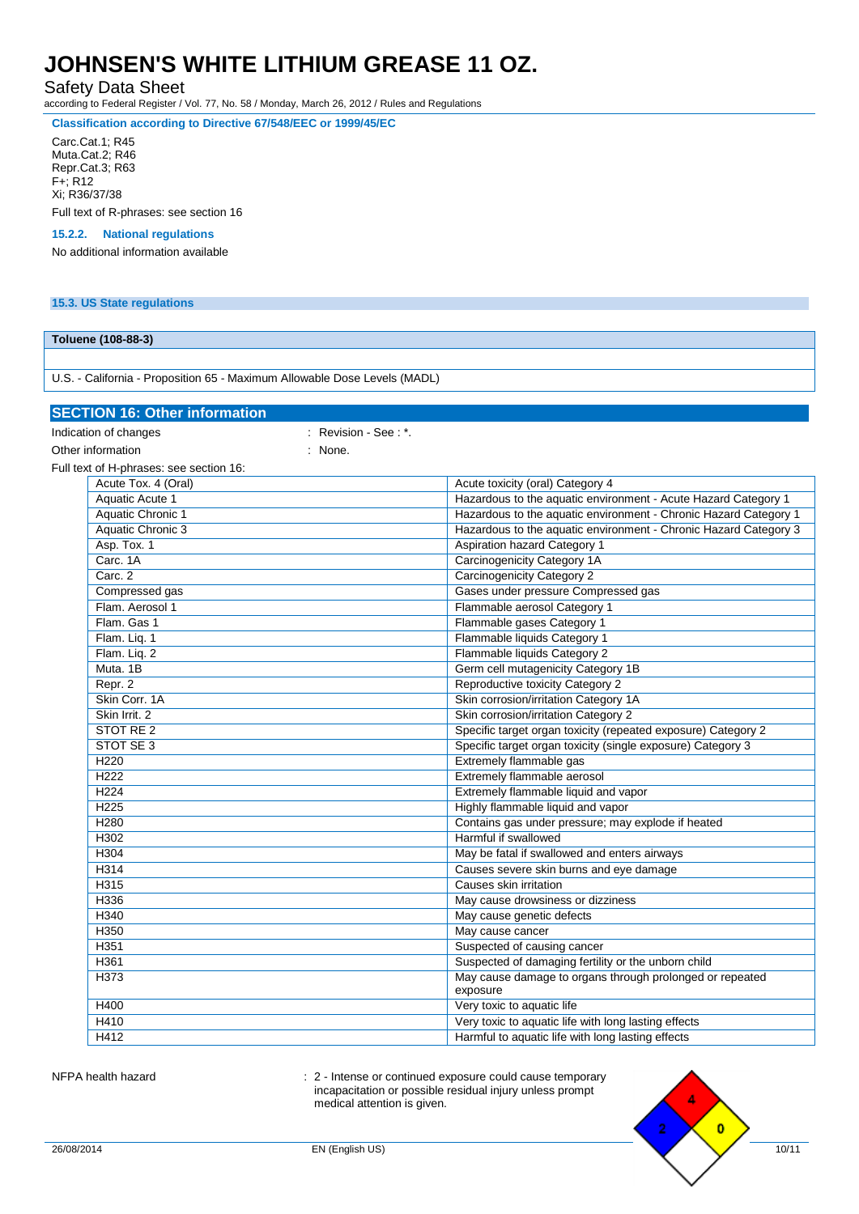**Classification according to Directive 67/548/EEC or 1999/45/EC**

Carc.Cat.1; R45
Muta.Cat.2; R46
Repr.Cat.3; R63
F+; R12
Xi; R36/37/38

Full text of R-phrases: see section 16

### 15.2.2. National regulations

No additional information available

### 15.3. US State regulations

| Toluene (108-88-3) |
|---|
| |
| U.S. - California - Proposition 65 - Maximum Allowable Dose Levels (MADL) |

## SECTION 16: Other information

Indication of changes : Revision - See : *.

Other information : None.

Full text of H-phrases: see section 16:

| | |
|---|---|
| Acute Tox. 4 (Oral) | Acute toxicity (oral) Category 4 |
| Aquatic Acute 1 | Hazardous to the aquatic environment - Acute Hazard Category 1 |
| Aquatic Chronic 1 | Hazardous to the aquatic environment - Chronic Hazard Category 1 |
| Aquatic Chronic 3 | Hazardous to the aquatic environment - Chronic Hazard Category 3 |
| Asp. Tox. 1 | Aspiration hazard Category 1 |
| Carc. 1A | Carcinogenicity Category 1A |
| Carc. 2 | Carcinogenicity Category 2 |
| Compressed gas | Gases under pressure Compressed gas |
| Flam. Aerosol 1 | Flammable aerosol Category 1 |
| Flam. Gas 1 | Flammable gases Category 1 |
| Flam. Liq. 1 | Flammable liquids Category 1 |
| Flam. Liq. 2 | Flammable liquids Category 2 |
| Muta. 1B | Germ cell mutagenicity Category 1B |
| Repr. 2 | Reproductive toxicity Category 2 |
| Skin Corr. 1A | Skin corrosion/irritation Category 1A |
| Skin Irrit. 2 | Skin corrosion/irritation Category 2 |
| STOT RE 2 | Specific target organ toxicity (repeated exposure) Category 2 |
| STOT SE 3 | Specific target organ toxicity (single exposure) Category 3 |
| H220 | Extremely flammable gas |
| H222 | Extremely flammable aerosol |
| H224 | Extremely flammable liquid and vapor |
| H225 | Highly flammable liquid and vapor |
| H280 | Contains gas under pressure; may explode if heated |
| H302 | Harmful if swallowed |
| H304 | May be fatal if swallowed and enters airways |
| H314 | Causes severe skin burns and eye damage |
| H315 | Causes skin irritation |
| H336 | May cause drowsiness or dizziness |
| H340 | May cause genetic defects |
| H350 | May cause cancer |
| H351 | Suspected of causing cancer |
| H361 | Suspected of damaging fertility or the unborn child |
| H373 | May cause damage to organs through prolonged or repeated exposure |
| H400 | Very toxic to aquatic life |
| H410 | Very toxic to aquatic life with long lasting effects |
| H412 | Harmful to aquatic life with long lasting effects |

NFPA health hazard : 2 - Intense or continued exposure could cause temporary incapacitation or possible residual injury unless prompt medical attention is given.

NFPA diamond: Health 2, Flammability 4, Instability 0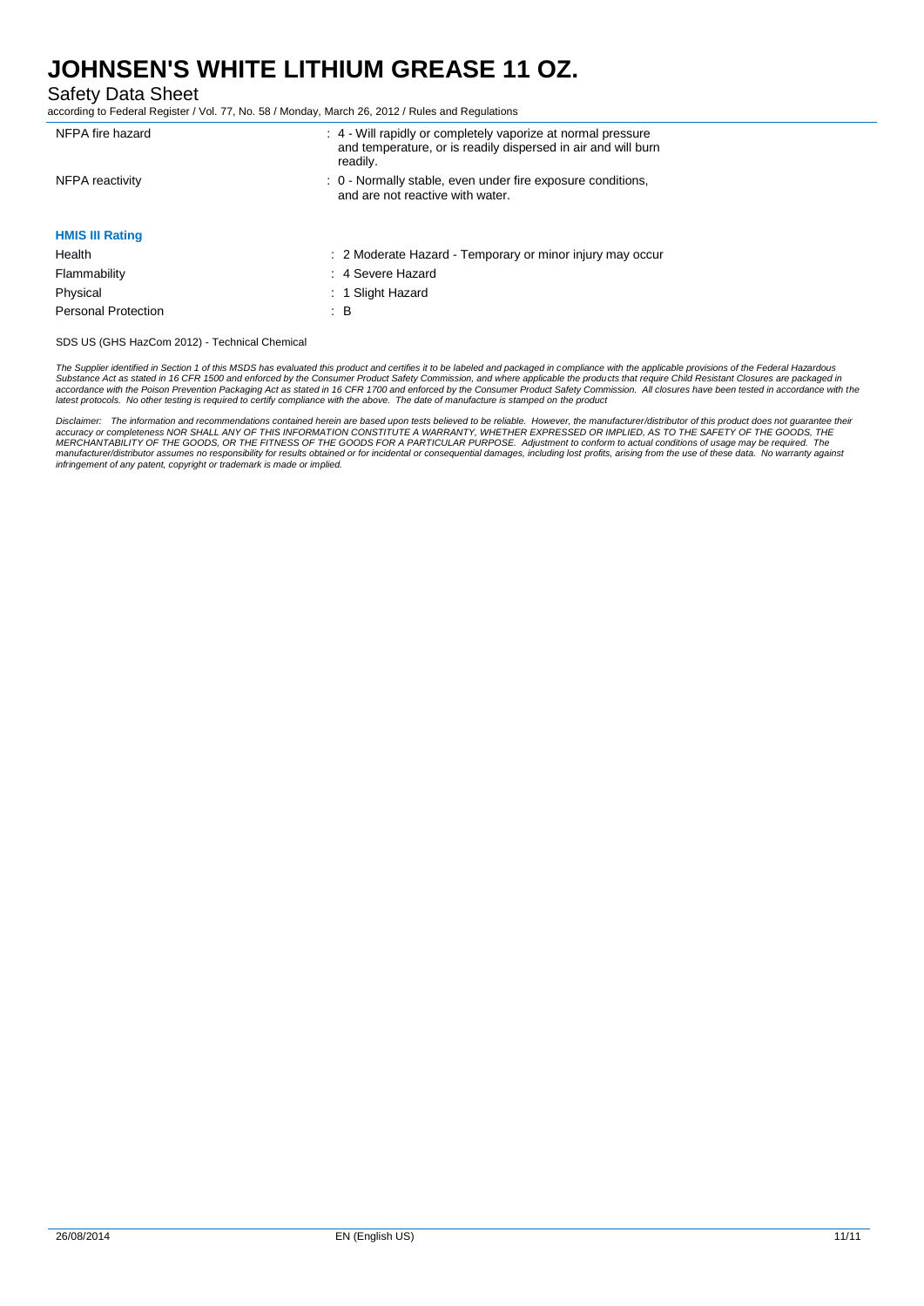| | |
|---|---|
| NFPA fire hazard | : 4 - Will rapidly or completely vaporize at normal pressure and temperature, or is readily dispersed in air and will burn readily. |
| NFPA reactivity | : 0 - Normally stable, even under fire exposure conditions, and are not reactive with water. |

**HMIS III Rating**

| | |
|---|---|
| Health | : 2 Moderate Hazard - Temporary or minor injury may occur |
| Flammability | : 4 Severe Hazard |
| Physical | : 1 Slight Hazard |
| Personal Protection | : B |

SDS US (GHS HazCom 2012) - Technical Chemical

*The Supplier identified in Section 1 of this MSDS has evaluated this product and certifies it to be labeled and packaged in compliance with the applicable provisions of the Federal Hazardous Substance Act as stated in 16 CFR 1500 and enforced by the Consumer Product Safety Commission, and where applicable the products that require Child Resistant Closures are packaged in accordance with the Poison Prevention Packaging Act as stated in 16 CFR 1700 and enforced by the Consumer Product Safety Commission. All closures have been tested in accordance with the latest protocols. No other testing is required to certify compliance with the above. The date of manufacture is stamped on the product*

*Disclaimer: The information and recommendations contained herein are based upon tests believed to be reliable. However, the manufacturer/distributor of this product does not guarantee their accuracy or completeness NOR SHALL ANY OF THIS INFORMATION CONSTITUTE A WARRANTY, WHETHER EXPRESSED OR IMPLIED, AS TO THE SAFETY OF THE GOODS, THE MERCHANTABILITY OF THE GOODS, OR THE FITNESS OF THE GOODS FOR A PARTICULAR PURPOSE. Adjustment to conform to actual conditions of usage may be required. The manufacturer/distributor assumes no responsibility for results obtained or for incidental or consequential damages, including lost profits, arising from the use of these data. No warranty against infringement of any patent, copyright or trademark is made or implied.*